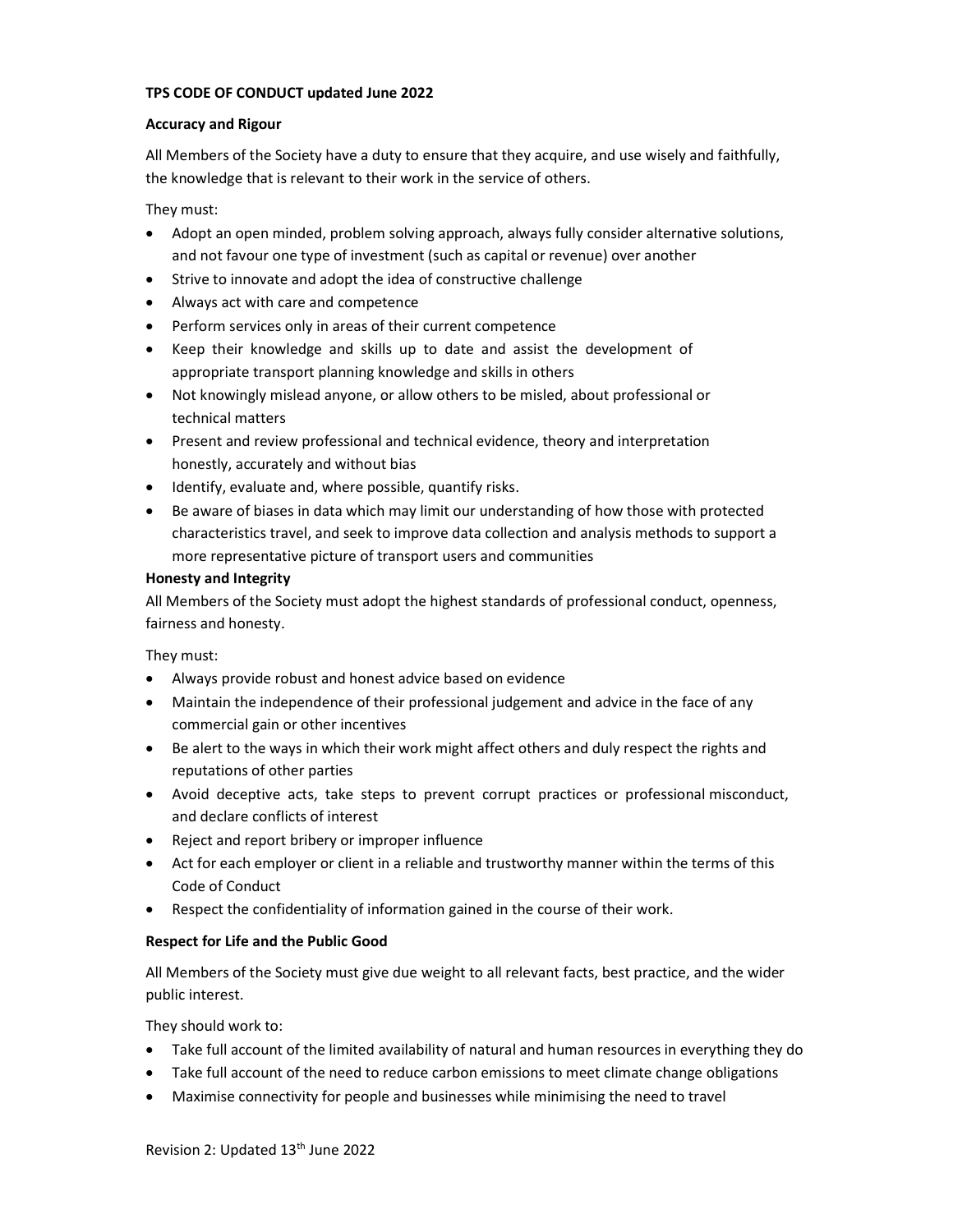# TPS CODE OF CONDUCT updated June 2022

## Accuracy and Rigour

All Members of the Society have a duty to ensure that they acquire, and use wisely and faithfully, the knowledge that is relevant to their work in the service of others.

They must:

- Adopt an open minded, problem solving approach, always fully consider alternative solutions, and not favour one type of investment (such as capital or revenue) over another
- Strive to innovate and adopt the idea of constructive challenge
- Always act with care and competence
- Perform services only in areas of their current competence
- Keep their knowledge and skills up to date and assist the development of appropriate transport planning knowledge and skills in others
- Not knowingly mislead anyone, or allow others to be misled, about professional or technical matters
- Present and review professional and technical evidence, theory and interpretation honestly, accurately and without bias
- Identify, evaluate and, where possible, quantify risks.
- Be aware of biases in data which may limit our understanding of how those with protected characteristics travel, and seek to improve data collection and analysis methods to support a more representative picture of transport users and communities

## Honesty and Integrity

All Members of the Society must adopt the highest standards of professional conduct, openness, fairness and honesty.

They must:

- Always provide robust and honest advice based on evidence
- Maintain the independence of their professional judgement and advice in the face of any commercial gain or other incentives
- Be alert to the ways in which their work might affect others and duly respect the rights and reputations of other parties
- Avoid deceptive acts, take steps to prevent corrupt practices or professional misconduct, and declare conflicts of interest
- Reject and report bribery or improper influence
- Act for each employer or client in a reliable and trustworthy manner within the terms of this Code of Conduct
- Respect the confidentiality of information gained in the course of their work.

## Respect for Life and the Public Good

All Members of the Society must give due weight to all relevant facts, best practice, and the wider public interest.

They should work to:

- Take full account of the limited availability of natural and human resources in everything they do
- Take full account of the need to reduce carbon emissions to meet climate change obligations
- Maximise connectivity for people and businesses while minimising the need to travel

Revision 2: Updated 13th June 2022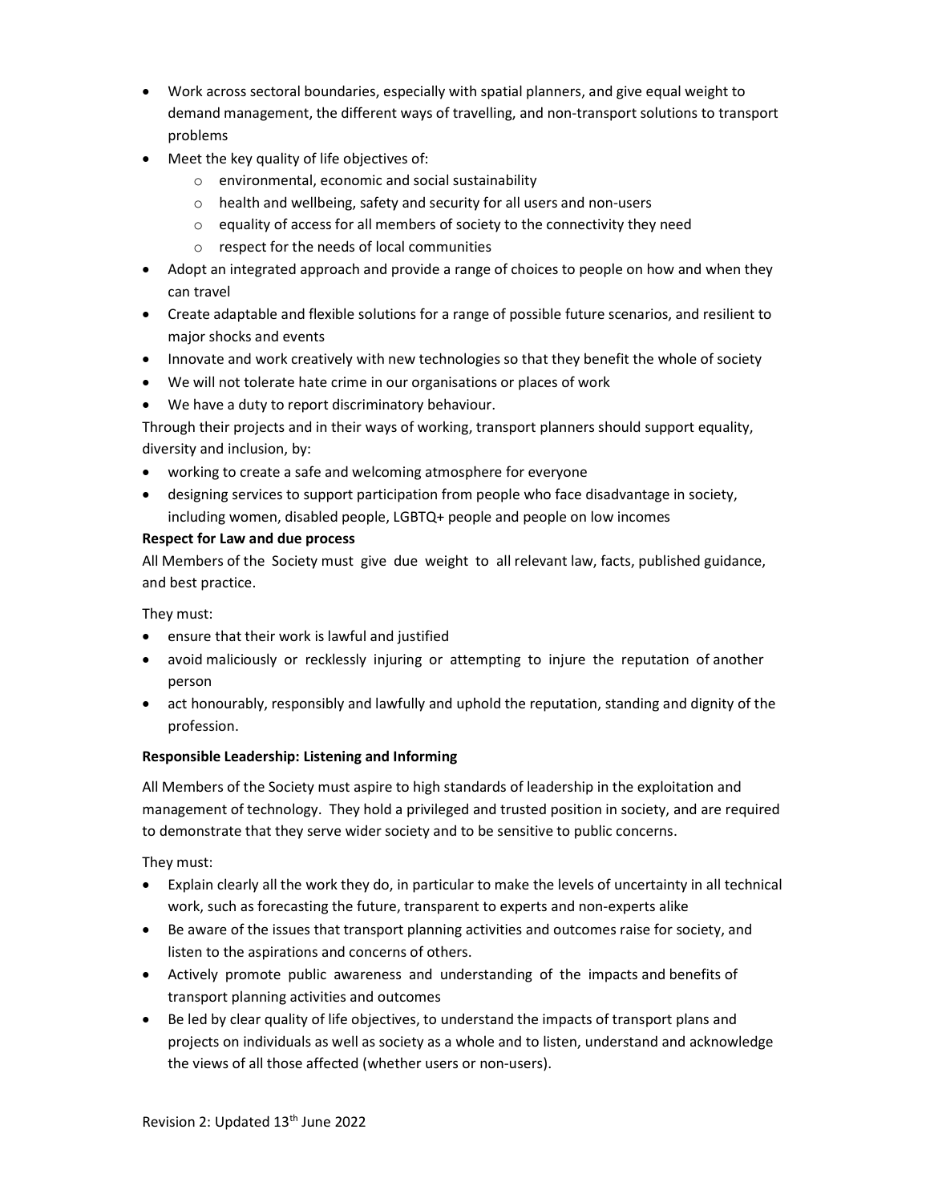- Work across sectoral boundaries, especially with spatial planners, and give equal weight to demand management, the different ways of travelling, and non-transport solutions to transport problems
- Meet the key quality of life objectives of:
  - environmental, economic and social sustainability
  - health and wellbeing, safety and security for all users and non-users
  - equality of access for all members of society to the connectivity they need
  - respect for the needs of local communities
- Adopt an integrated approach and provide a range of choices to people on how and when they can travel
- Create adaptable and flexible solutions for a range of possible future scenarios, and resilient to major shocks and events
- Innovate and work creatively with new technologies so that they benefit the whole of society
- We will not tolerate hate crime in our organisations or places of work
- We have a duty to report discriminatory behaviour.

Through their projects and in their ways of working, transport planners should support equality, diversity and inclusion, by:

- working to create a safe and welcoming atmosphere for everyone
- designing services to support participation from people who face disadvantage in society, including women, disabled people, LGBTQ+ people and people on low incomes

**Respect for Law and due process**

All Members of the Society must give due weight to all relevant law, facts, published guidance, and best practice.

They must:

- ensure that their work is lawful and justified
- avoid maliciously or recklessly injuring or attempting to injure the reputation of another person
- act honourably, responsibly and lawfully and uphold the reputation, standing and dignity of the profession.

**Responsible Leadership: Listening and Informing**

All Members of the Society must aspire to high standards of leadership in the exploitation and management of technology. They hold a privileged and trusted position in society, and are required to demonstrate that they serve wider society and to be sensitive to public concerns.

They must:

- Explain clearly all the work they do, in particular to make the levels of uncertainty in all technical work, such as forecasting the future, transparent to experts and non-experts alike
- Be aware of the issues that transport planning activities and outcomes raise for society, and listen to the aspirations and concerns of others.
- Actively promote public awareness and understanding of the impacts and benefits of transport planning activities and outcomes
- Be led by clear quality of life objectives, to understand the impacts of transport plans and projects on individuals as well as society as a whole and to listen, understand and acknowledge the views of all those affected (whether users or non-users).

Revision 2: Updated 13th June 2022